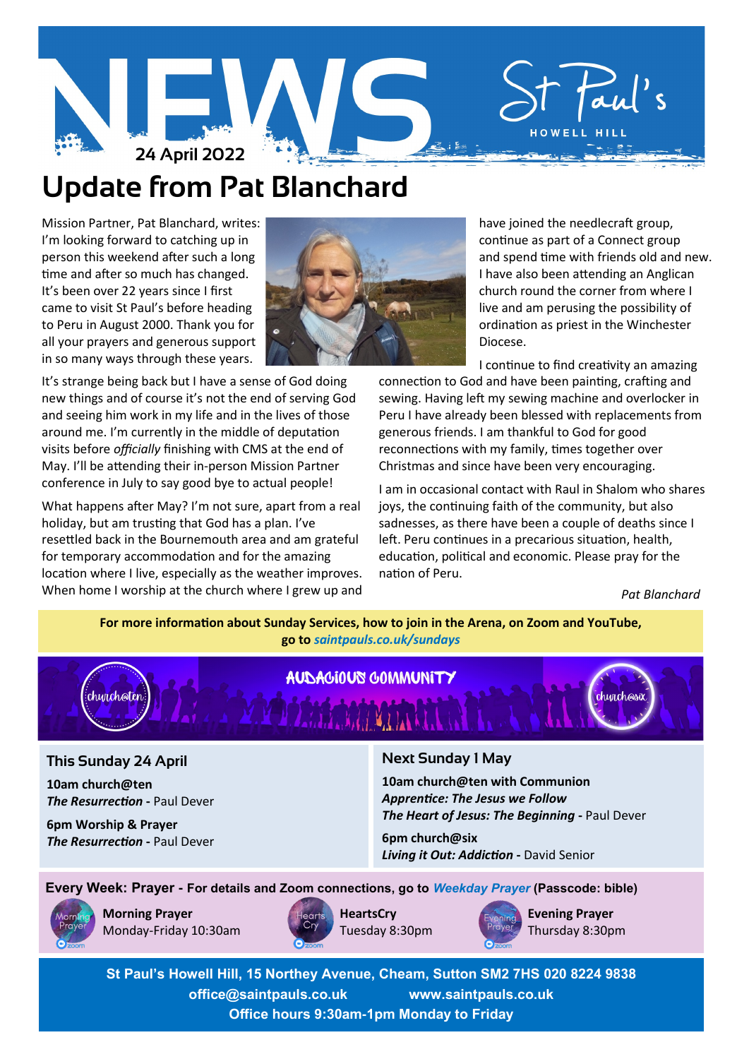# NEWS

St Paul's HOWELL HILL

24 April 2022

## Update from Pat Blanchard

Mission Partner, Pat Blanchard, writes: I'm looking forward to catching up in person this weekend after such a long time and after so much has changed. It's been over 22 years since I first came to visit St Paul's before heading to Peru in August 2000. Thank you for all your prayers and generous support in so many ways through these years.

It's strange being back but I have a sense of God doing new things and of course it's not the end of serving God and seeing him work in my life and in the lives of those around me. I'm currently in the middle of deputation visits before *officially* finishing with CMS at the end of May. I'll be attending their in-person Mission Partner conference in July to say good bye to actual people!

What happens after May? I'm not sure, apart from a real holiday, but am trusting that God has a plan. I've resettled back in the Bournemouth area and am grateful for temporary accommodation and for the amazing location where I live, especially as the weather improves. When home I worship at the church where I grew up and have joined the needlecraft group, continue as part of a Connect group and spend time with friends old and new. I have also been attending an Anglican church round the corner from where I live and am perusing the possibility of ordination as priest in the Winchester Diocese.

I continue to find creativity an amazing connection to God and have been painting, crafting and sewing. Having left my sewing machine and overlocker in Peru I have already been blessed with replacements from generous friends. I am thankful to God for good reconnections with my family, times together over Christmas and since have been very encouraging.

I am in occasional contact with Raul in Shalom who shares joys, the continuing faith of the community, but also sadnesses, as there have been a couple of deaths since I left. Peru continues in a precarious situation, health, education, political and economic. Please pray for the nation of Peru.

*Pat Blanchard*

**For more information about Sunday Services, how to join in the Arena, on Zoom and YouTube, go to *saintpauls.co.uk/sundays***

AUDACIOUS COMMUNITY

church@ten | church@six

### This Sunday 24 April

**10am church@ten**
***The Resurrection*** - Paul Dever

**6pm Worship & Prayer**
***The Resurrection*** - Paul Dever

### Next Sunday 1 May

**10am church@ten with Communion**
***Apprentice: The Jesus we Follow***
***The Heart of Jesus: The Beginning*** - Paul Dever

**6pm church@six**
***Living it Out: Addiction*** - David Senior

**Every Week: Prayer - For details and Zoom connections, go to *Weekday Prayer* (Passcode: bible)**

**Morning Prayer**
Monday-Friday 10:30am

**HeartsCry**
Tuesday 8:30pm

**Evening Prayer**
Thursday 8:30pm

**St Paul's Howell Hill, 15 Northey Avenue, Cheam, Sutton SM2 7HS 020 8224 9838**
**office@saintpauls.co.uk www.saintpauls.co.uk**
**Office hours 9:30am-1pm Monday to Friday**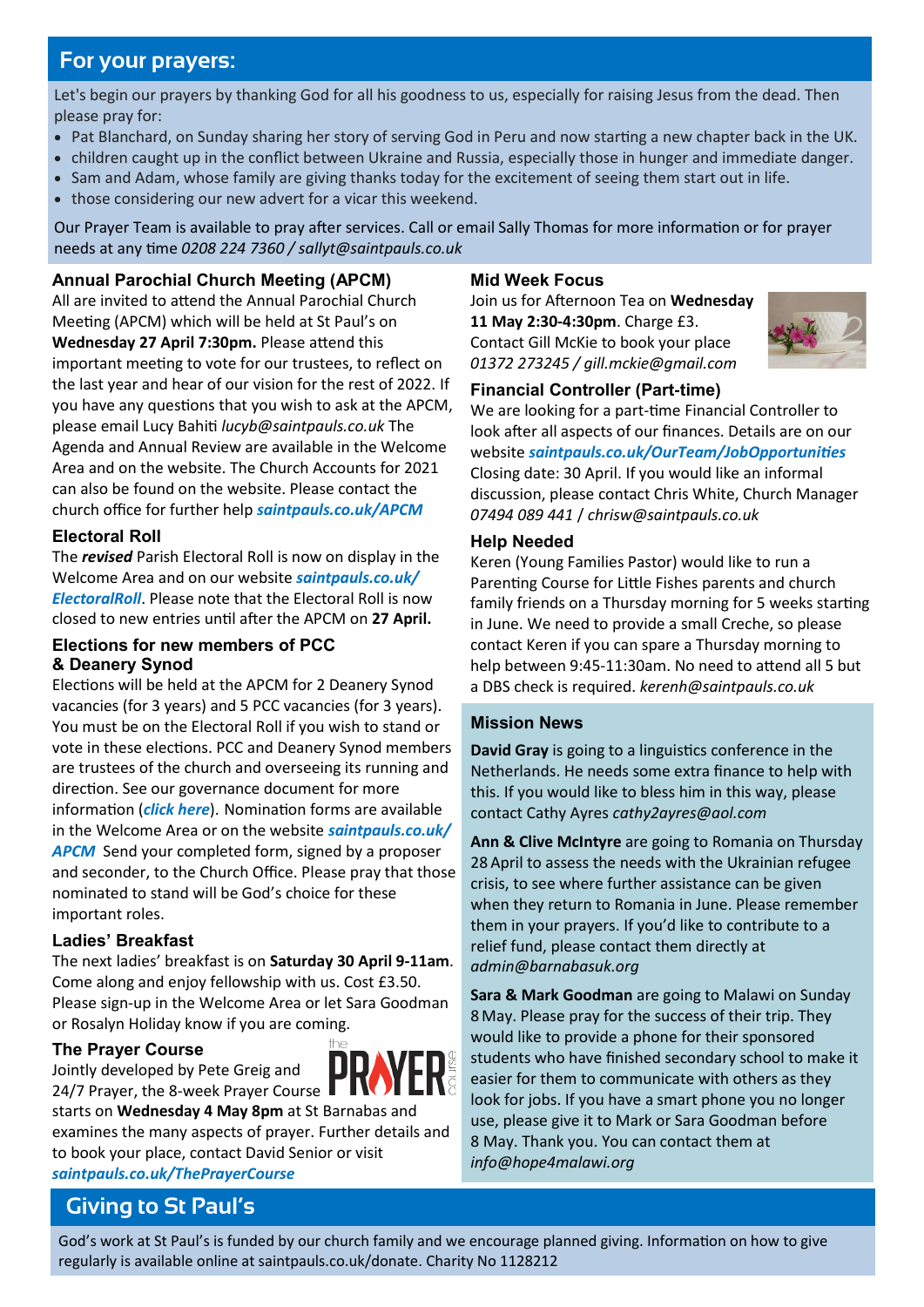## For your prayers:

Let's begin our prayers by thanking God for all his goodness to us, especially for raising Jesus from the dead. Then please pray for:

- Pat Blanchard, on Sunday sharing her story of serving God in Peru and now starting a new chapter back in the UK.
- children caught up in the conflict between Ukraine and Russia, especially those in hunger and immediate danger.
- Sam and Adam, whose family are giving thanks today for the excitement of seeing them start out in life.
- those considering our new advert for a vicar this weekend.

Our Prayer Team is available to pray after services. Call or email Sally Thomas for more information or for prayer needs at any time *0208 224 7360 / sallyt@saintpauls.co.uk*

### Annual Parochial Church Meeting (APCM)

All are invited to attend the Annual Parochial Church Meeting (APCM) which will be held at St Paul's on **Wednesday 27 April 7:30pm.** Please attend this important meeting to vote for our trustees, to reflect on the last year and hear of our vision for the rest of 2022. If you have any questions that you wish to ask at the APCM, please email Lucy Bahiti *lucyb@saintpauls.co.uk* The Agenda and Annual Review are available in the Welcome Area and on the website. The Church Accounts for 2021 can also be found on the website. Please contact the church office for further help ***saintpauls.co.uk/APCM***

### Electoral Roll

The ***revised*** Parish Electoral Roll is now on display in the Welcome Area and on our website ***saintpauls.co.uk/ElectoralRoll***. Please note that the Electoral Roll is now closed to new entries until after the APCM on **27 April.**

### Elections for new members of PCC & Deanery Synod

Elections will be held at the APCM for 2 Deanery Synod vacancies (for 3 years) and 5 PCC vacancies (for 3 years). You must be on the Electoral Roll if you wish to stand or vote in these elections. PCC and Deanery Synod members are trustees of the church and overseeing its running and direction. See our governance document for more information (***click here***). Nomination forms are available in the Welcome Area or on the website ***saintpauls.co.uk/APCM*** Send your completed form, signed by a proposer and seconder, to the Church Office. Please pray that those nominated to stand will be God's choice for these important roles.

### Ladies' Breakfast

The next ladies' breakfast is on **Saturday 30 April 9-11am**. Come along and enjoy fellowship with us. Cost £3.50. Please sign-up in the Welcome Area or let Sara Goodman or Rosalyn Holiday know if you are coming.

### The Prayer Course

Jointly developed by Pete Greig and 24/7 Prayer, the 8-week Prayer Course starts on **Wednesday 4 May 8pm** at St Barnabas and examines the many aspects of prayer. Further details and to book your place, contact David Senior or visit ***saintpauls.co.uk/ThePrayerCourse***

### Mid Week Focus

Join us for Afternoon Tea on **Wednesday 11 May 2:30-4:30pm**. Charge £3. Contact Gill McKie to book your place *01372 273245 / gill.mckie@gmail.com*

### Financial Controller (Part-time)

We are looking for a part-time Financial Controller to look after all aspects of our finances. Details are on our website ***saintpauls.co.uk/OurTeam/JobOpportunities*** Closing date: 30 April. If you would like an informal discussion, please contact Chris White, Church Manager *07494 089 441 / chrisw@saintpauls.co.uk*

### Help Needed

Keren (Young Families Pastor) would like to run a Parenting Course for Little Fishes parents and church family friends on a Thursday morning for 5 weeks starting in June. We need to provide a small Creche, so please contact Keren if you can spare a Thursday morning to help between 9:45-11:30am. No need to attend all 5 but a DBS check is required. *kerenh@saintpauls.co.uk*

### Mission News

**David Gray** is going to a linguistics conference in the Netherlands. He needs some extra finance to help with this. If you would like to bless him in this way, please contact Cathy Ayres *cathy2ayres@aol.com*

**Ann & Clive McIntyre** are going to Romania on Thursday 28 April to assess the needs with the Ukrainian refugee crisis, to see where further assistance can be given when they return to Romania in June. Please remember them in your prayers. If you'd like to contribute to a relief fund, please contact them directly at *admin@barnabasuk.org*

**Sara & Mark Goodman** are going to Malawi on Sunday 8 May. Please pray for the success of their trip. They would like to provide a phone for their sponsored students who have finished secondary school to make it easier for them to communicate with others as they look for jobs. If you have a smart phone you no longer use, please give it to Mark or Sara Goodman before 8 May. Thank you. You can contact them at *info@hope4malawi.org*

## Giving to St Paul's

God's work at St Paul's is funded by our church family and we encourage planned giving. Information on how to give regularly is available online at saintpauls.co.uk/donate. Charity No 1128212